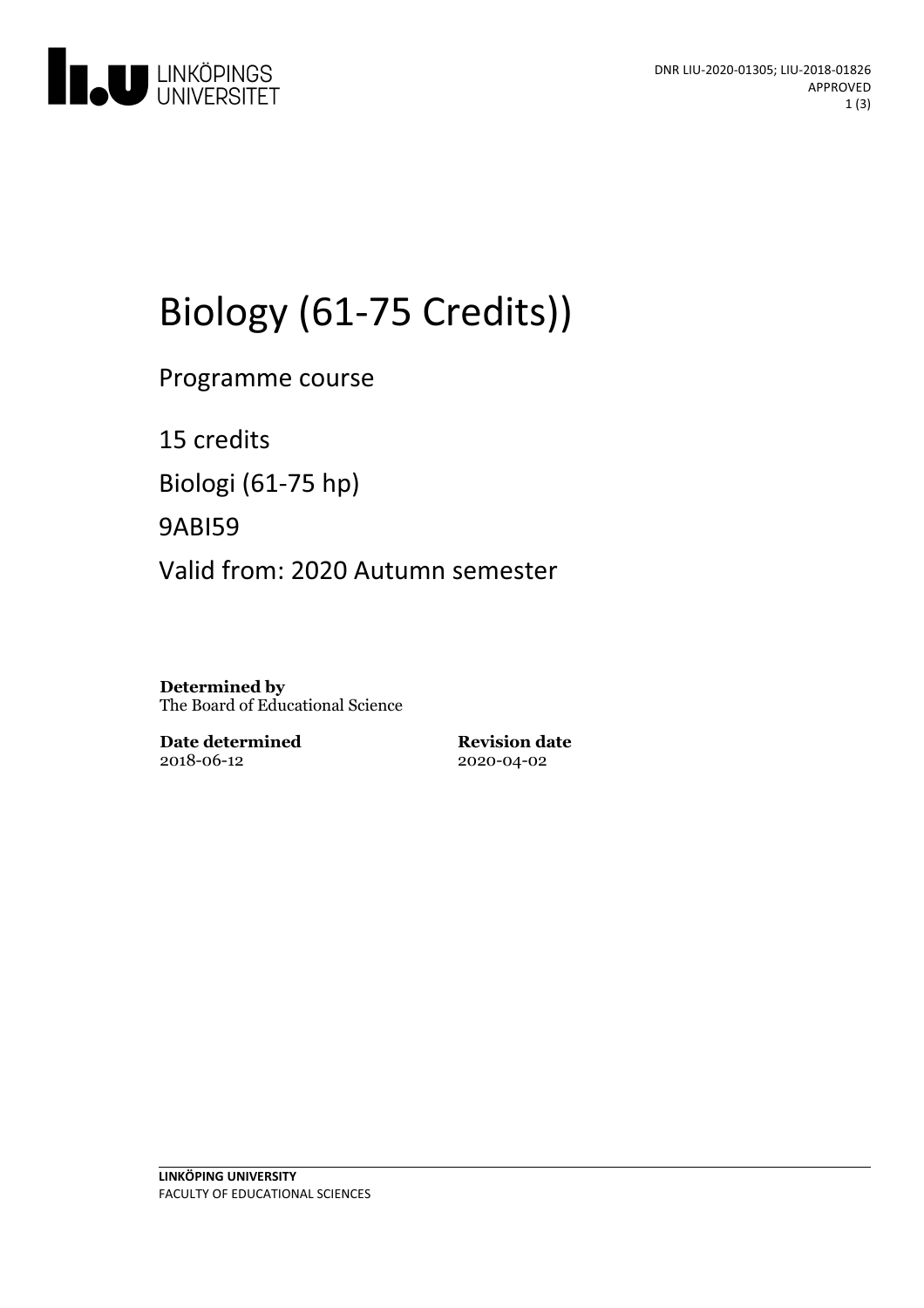DNR LIU-2020-01305; LIU-2018-01826
APPROVED

# Biology (61-75 Credits))

Programme course

15 credits

Biologi (61-75 hp)

9ABI59

Valid from: 2020 Autumn semester

**Determined by**
The Board of Educational Science

**Date determined**
2018-06-12

**Revision date**
2020-04-02

**LINKÖPING UNIVERSITY**
FACULTY OF EDUCATIONAL SCIENCES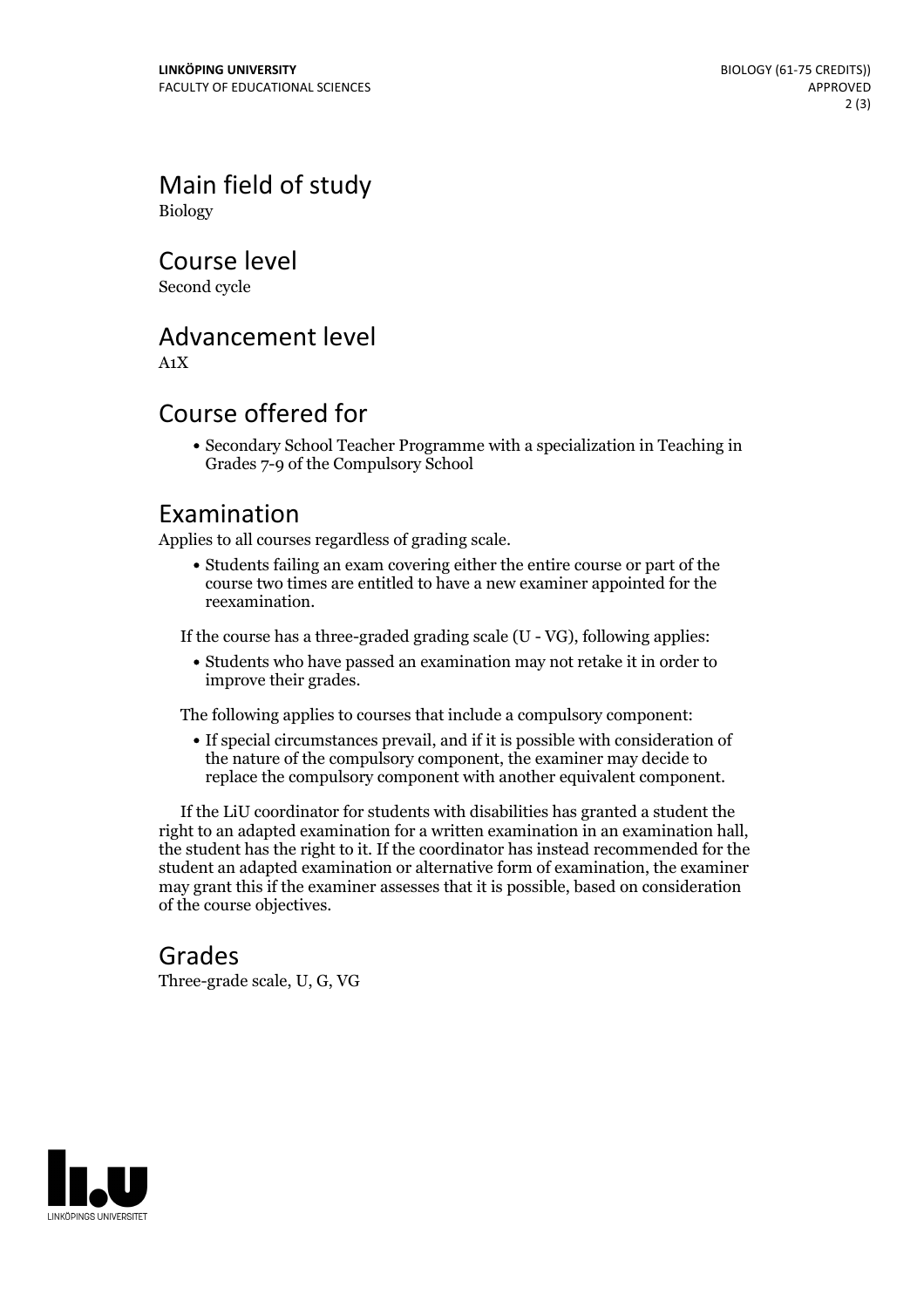## Main field of study

Biology

## Course level

Second cycle

## Advancement level

A1X

## Course offered for

- Secondary School Teacher Programme with a specialization in Teaching in Grades 7-9 of the Compulsory School

## Examination

Applies to all courses regardless of grading scale.

- Students failing an exam covering either the entire course or part of the course two times are entitled to have a new examiner appointed for the reexamination.

If the course has a three-graded grading scale (U - VG), following applies:

- Students who have passed an examination may not retake it in order to improve their grades.

The following applies to courses that include a compulsory component:

- If special circumstances prevail, and if it is possible with consideration of the nature of the compulsory component, the examiner may decide to replace the compulsory component with another equivalent component.

If the LiU coordinator for students with disabilities has granted a student the right to an adapted examination for a written examination in an examination hall, the student has the right to it. If the coordinator has instead recommended for the student an adapted examination or alternative form of examination, the examiner may grant this if the examiner assesses that it is possible, based on consideration of the course objectives.

## Grades

Three-grade scale, U, G, VG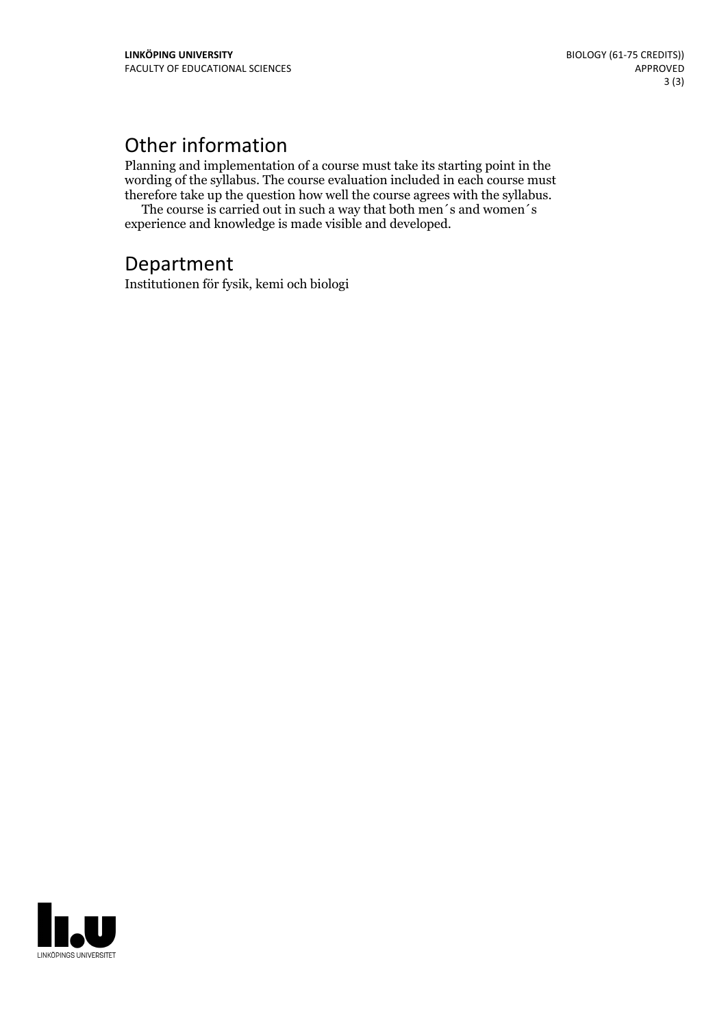## Other information

Planning and implementation of a course must take its starting point in the wording of the syllabus. The course evaluation included in each course must therefore take up the question how well the course agrees with the syllabus.

The course is carried out in such a way that both men´s and women´s experience and knowledge is made visible and developed.

## Department

Institutionen för fysik, kemi och biologi